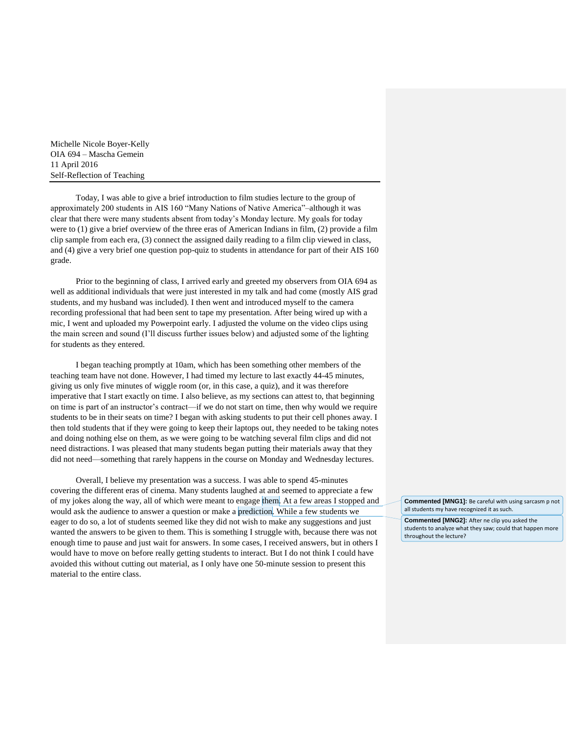Michelle Nicole Boyer-Kelly
OIA 694 – Mascha Gemein
11 April 2016
Self-Reflection of Teaching

---

Today, I was able to give a brief introduction to film studies lecture to the group of approximately 200 students in AIS 160 "Many Nations of Native America"–although it was clear that there were many students absent from today's Monday lecture. My goals for today were to (1) give a brief overview of the three eras of American Indians in film, (2) provide a film clip sample from each era, (3) connect the assigned daily reading to a film clip viewed in class, and (4) give a very brief one question pop-quiz to students in attendance for part of their AIS 160 grade.

Prior to the beginning of class, I arrived early and greeted my observers from OIA 694 as well as additional individuals that were just interested in my talk and had come (mostly AIS grad students, and my husband was included). I then went and introduced myself to the camera recording professional that had been sent to tape my presentation. After being wired up with a mic, I went and uploaded my Powerpoint early. I adjusted the volume on the video clips using the main screen and sound (I'll discuss further issues below) and adjusted some of the lighting for students as they entered.

I began teaching promptly at 10am, which has been something other members of the teaching team have not done. However, I had timed my lecture to last exactly 44-45 minutes, giving us only five minutes of wiggle room (or, in this case, a quiz), and it was therefore imperative that I start exactly on time. I also believe, as my sections can attest to, that beginning on time is part of an instructor's contract—if we do not start on time, then why would we require students to be in their seats on time? I began with asking students to put their cell phones away. I then told students that if they were going to keep their laptops out, they needed to be taking notes and doing nothing else on them, as we were going to be watching several film clips and did not need distractions. I was pleased that many students began putting their materials away that they did not need—something that rarely happens in the course on Monday and Wednesday lectures.

Overall, I believe my presentation was a success. I was able to spend 45-minutes covering the different eras of cinema. Many students laughed at and seemed to appreciate a few of my jokes along the way, all of which were meant to engage them. At a few areas I stopped and would ask the audience to answer a question or make a prediction. While a few students we eager to do so, a lot of students seemed like they did not wish to make any suggestions and just wanted the answers to be given to them. This is something I struggle with, because there was not enough time to pause and just wait for answers. In some cases, I received answers, but in others I would have to move on before really getting students to interact. But I do not think I could have avoided this without cutting out material, as I only have one 50-minute session to present this material to the entire class.

**Commented [MNG1]:** Be careful with using sarcasm p not all students my have recognized it as such.

**Commented [MNG2]:** After ne clip you asked the students to analyze what they saw; could that happen more throughout the lecture?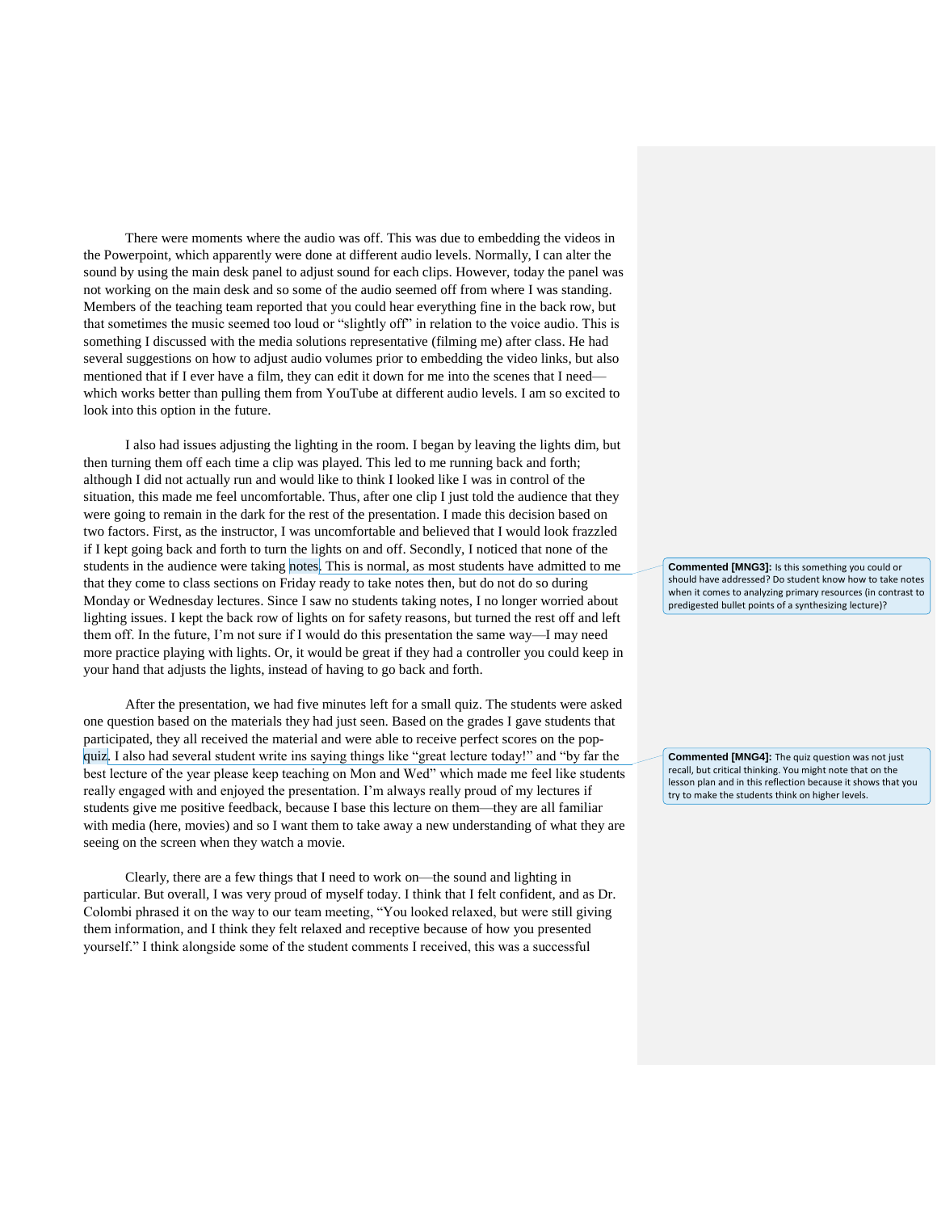There were moments where the audio was off. This was due to embedding the videos in the Powerpoint, which apparently were done at different audio levels. Normally, I can alter the sound by using the main desk panel to adjust sound for each clips. However, today the panel was not working on the main desk and so some of the audio seemed off from where I was standing. Members of the teaching team reported that you could hear everything fine in the back row, but that sometimes the music seemed too loud or "slightly off" in relation to the voice audio. This is something I discussed with the media solutions representative (filming me) after class. He had several suggestions on how to adjust audio volumes prior to embedding the video links, but also mentioned that if I ever have a film, they can edit it down for me into the scenes that I need—which works better than pulling them from YouTube at different audio levels. I am so excited to look into this option in the future.

I also had issues adjusting the lighting in the room. I began by leaving the lights dim, but then turning them off each time a clip was played. This led to me running back and forth; although I did not actually run and would like to think I looked like I was in control of the situation, this made me feel uncomfortable. Thus, after one clip I just told the audience that they were going to remain in the dark for the rest of the presentation. I made this decision based on two factors. First, as the instructor, I was uncomfortable and believed that I would look frazzled if I kept going back and forth to turn the lights on and off. Secondly, I noticed that none of the students in the audience were taking notes. This is normal, as most students have admitted to me that they come to class sections on Friday ready to take notes then, but do not do so during Monday or Wednesday lectures. Since I saw no students taking notes, I no longer worried about lighting issues. I kept the back row of lights on for safety reasons, but turned the rest off and left them off. In the future, I'm not sure if I would do this presentation the same way—I may need more practice playing with lights. Or, it would be great if they had a controller you could keep in your hand that adjusts the lights, instead of having to go back and forth.

> **Commented [MNG3]:** Is this something you could or should have addressed? Do student know how to take notes when it comes to analyzing primary resources (in contrast to predigested bullet points of a synthesizing lecture)?

After the presentation, we had five minutes left for a small quiz. The students were asked one question based on the materials they had just seen. Based on the grades I gave students that participated, they all received the material and were able to receive perfect scores on the pop-quiz. I also had several student write ins saying things like "great lecture today!" and "by far the best lecture of the year please keep teaching on Mon and Wed" which made me feel like students really engaged with and enjoyed the presentation. I'm always really proud of my lectures if students give me positive feedback, because I base this lecture on them—they are all familiar with media (here, movies) and so I want them to take away a new understanding of what they are seeing on the screen when they watch a movie.

> **Commented [MNG4]:** The quiz question was not just recall, but critical thinking. You might note that on the lesson plan and in this reflection because it shows that you try to make the students think on higher levels.

Clearly, there are a few things that I need to work on—the sound and lighting in particular. But overall, I was very proud of myself today. I think that I felt confident, and as Dr. Colombi phrased it on the way to our team meeting, "You looked relaxed, but were still giving them information, and I think they felt relaxed and receptive because of how you presented yourself." I think alongside some of the student comments I received, this was a successful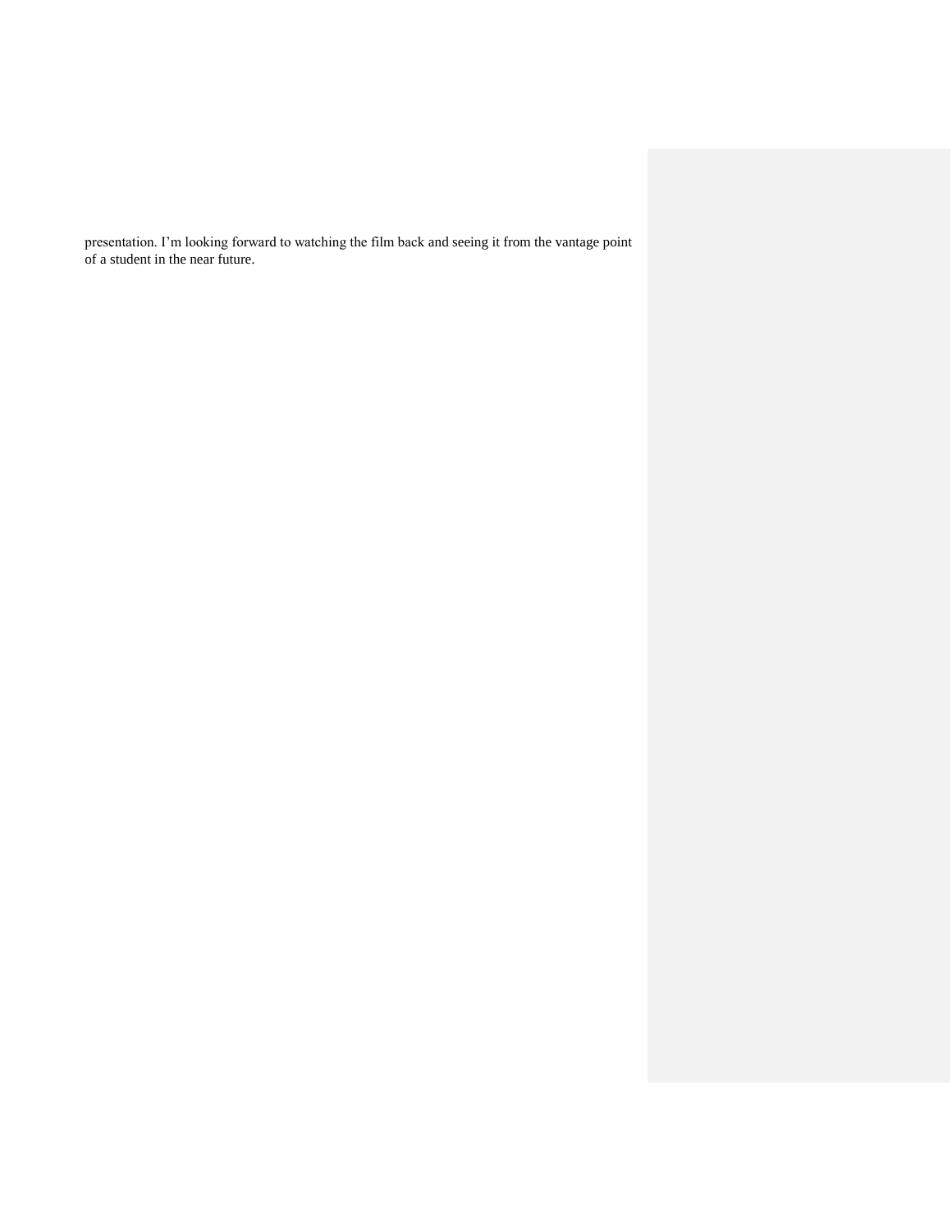presentation. I'm looking forward to watching the film back and seeing it from the vantage point of a student in the near future.